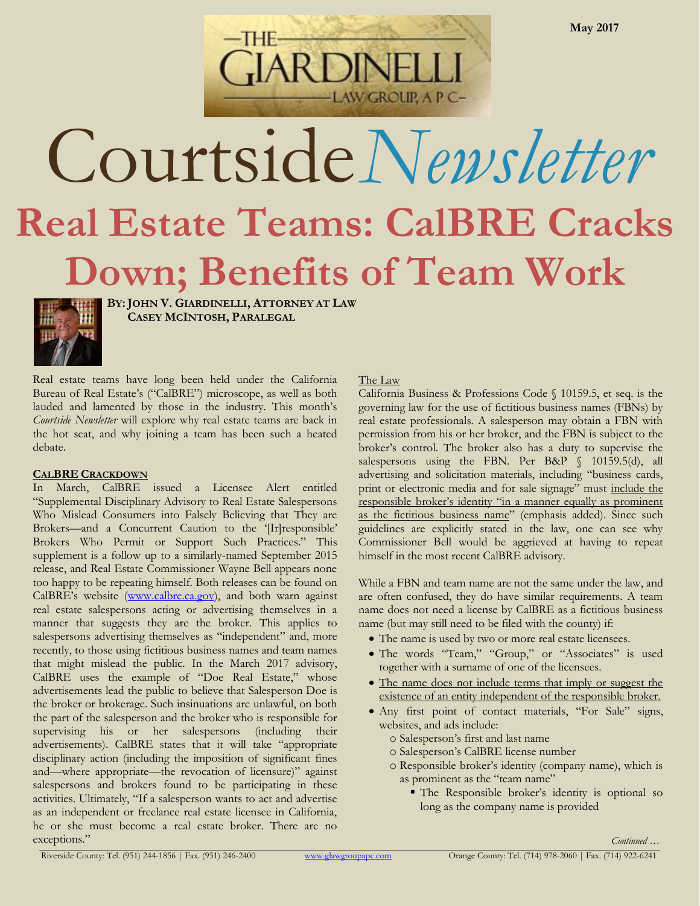May 2017

# Courtside *Newsletter*

# Real Estate Teams: CalBRE Cracks Down; Benefits of Team Work

**BY: JOHN V. GIARDINELLI, ATTORNEY AT LAW**
**CASEY MCINTOSH, PARALEGAL**

Real estate teams have long been held under the California Bureau of Real Estate's ("CalBRE") microscope, as well as both lauded and lamented by those in the industry. This month's *Courtside Newsletter* will explore why real estate teams are back in the hot seat, and why joining a team has been such a heated debate.

## CALBRE CRACKDOWN

In March, CalBRE issued a Licensee Alert entitled "Supplemental Disciplinary Advisory to Real Estate Salespersons Who Mislead Consumers into Falsely Believing that They are Brokers—and a Concurrent Caution to the '[Ir]responsible' Brokers Who Permit or Support Such Practices." This supplement is a follow up to a similarly-named September 2015 release, and Real Estate Commissioner Wayne Bell appears none too happy to be repeating himself. Both releases can be found on CalBRE's website (www.calbre.ca.gov), and both warn against real estate salespersons acting or advertising themselves in a manner that suggests they are the broker. This applies to salespersons advertising themselves as "independent" and, more recently, to those using fictitious business names and team names that might mislead the public. In the March 2017 advisory, CalBRE uses the example of "Doe Real Estate," whose advertisements lead the public to believe that Salesperson Doe is the broker or brokerage. Such insinuations are unlawful, on both the part of the salesperson and the broker who is responsible for supervising his or her salespersons (including their advertisements). CalBRE states that it will take "appropriate disciplinary action (including the imposition of significant fines and—where appropriate—the revocation of licensure)" against salespersons and brokers found to be participating in these activities. Ultimately, "If a salesperson wants to act and advertise as an independent or freelance real estate licensee in California, he or she must become a real estate broker. There are no exceptions."

### The Law

California Business & Professions Code § 10159.5, et seq. is the governing law for the use of fictitious business names (FBNs) by real estate professionals. A salesperson may obtain a FBN with permission from his or her broker, and the FBN is subject to the broker's control. The broker also has a duty to supervise the salespersons using the FBN. Per B&P § 10159.5(d), all advertising and solicitation materials, including "business cards, print or electronic media and for sale signage" must include the responsible broker's identity "in a manner equally as prominent as the fictitious business name" (emphasis added). Since such guidelines are explicitly stated in the law, one can see why Commissioner Bell would be aggrieved at having to repeat himself in the most recent CalBRE advisory.

While a FBN and team name are not the same under the law, and are often confused, they do have similar requirements. A team name does not need a license by CalBRE as a fictitious business name (but may still need to be filed with the county) if:

- The name is used by two or more real estate licensees.
- The words "Team," "Group," or "Associates" is used together with a surname of one of the licensees.
- The name does not include terms that imply or suggest the existence of an entity independent of the responsible broker.
- Any first point of contact materials, "For Sale" signs, websites, and ads include:
  - Salesperson's first and last name
  - Salesperson's CalBRE license number
  - Responsible broker's identity (company name), which is as prominent as the "team name"
    - The Responsible broker's identity is optional so long as the company name is provided

*Continued …*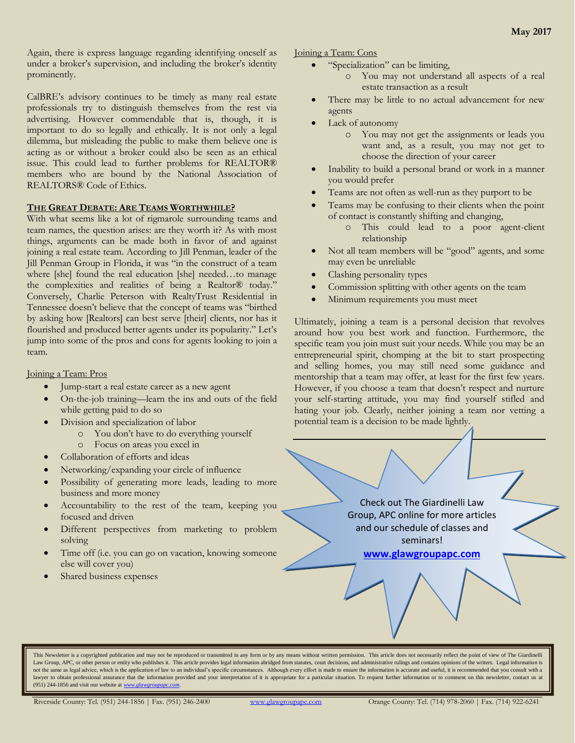Again, there is express language regarding identifying oneself as under a broker's supervision, and including the broker's identity prominently.

CalBRE's advisory continues to be timely as many real estate professionals try to distinguish themselves from the rest via advertising. However commendable that is, though, it is important to do so legally and ethically. It is not only a legal dilemma, but misleading the public to make them believe one is acting as or without a broker could also be seen as an ethical issue. This could lead to further problems for REALTOR® members who are bound by the National Association of REALTORS® Code of Ethics.

## THE GREAT DEBATE: ARE TEAMS WORTHWHILE?

With what seems like a lot of rigmarole surrounding teams and team names, the question arises: are they worth it? As with most things, arguments can be made both in favor of and against joining a real estate team. According to Jill Penman, leader of the Jill Penman Group in Florida, it was "in the construct of a team where [she] found the real education [she] needed…to manage the complexities and realities of being a Realtor® today." Conversely, Charlie Peterson with RealtyTrust Residential in Tennessee doesn't believe that the concept of teams was "birthed by asking how [Realtors] can best serve [their] clients, nor has it flourished and produced better agents under its popularity." Let's jump into some of the pros and cons for agents looking to join a team.

Joining a Team: Pros

- Jump-start a real estate career as a new agent
- On-the-job training—learn the ins and outs of the field while getting paid to do so
- Division and specialization of labor
  - You don't have to do everything yourself
  - Focus on areas you excel in
- Collaboration of efforts and ideas
- Networking/expanding your circle of influence
- Possibility of generating more leads, leading to more business and more money
- Accountability to the rest of the team, keeping you focused and driven
- Different perspectives from marketing to problem solving
- Time off (i.e. you can go on vacation, knowing someone else will cover you)
- Shared business expenses

Joining a Team: Cons

- "Specialization" can be limiting,
  - You may not understand all aspects of a real estate transaction as a result
- There may be little to no actual advancement for new agents
- Lack of autonomy
  - You may not get the assignments or leads you want and, as a result, you may not get to choose the direction of your career
- Inability to build a personal brand or work in a manner you would prefer
- Teams are not often as well-run as they purport to be
- Teams may be confusing to their clients when the point of contact is constantly shifting and changing,
  - This could lead to a poor agent-client relationship
- Not all team members will be "good" agents, and some may even be unreliable
- Clashing personality types
- Commission splitting with other agents on the team
- Minimum requirements you must meet

Ultimately, joining a team is a personal decision that revolves around how you best work and function. Furthermore, the specific team you join must suit your needs. While you may be an entrepreneurial spirit, chomping at the bit to start prospecting and selling homes, you may still need some guidance and mentorship that a team may offer, at least for the first few years. However, if you choose a team that doesn't respect and nurture your self-starting attitude, you may find yourself stifled and hating your job. Clearly, neither joining a team nor vetting a potential team is a decision to be made lightly.

Check out The Giardinelli Law Group, APC online for more articles and our schedule of classes and seminars!

**www.glawgroupapc.com**

This Newsletter is a copyrighted publication and may not be reproduced or transmitted in any form or by any means without written permission. This article does not necessarily reflect the point of view of The Giardinelli Law Group, APC, or other person or entity who publishes it. This article provides legal information abridged from statutes, court decisions, and administrative rulings and contains opinions of the writers. Legal information is not the same as legal advice, which is the application of law to an individual's specific circumstances. Although every effort is made to ensure the information is accurate and useful, it is recommended that you consult with a lawyer to obtain professional assurance that the information provided and your interpretation of it is appropriate for a particular situation. To request further information or to comment on this newsletter, contact us at (951) 244-1856 and visit our website at *www.glawgroupapc.com*.